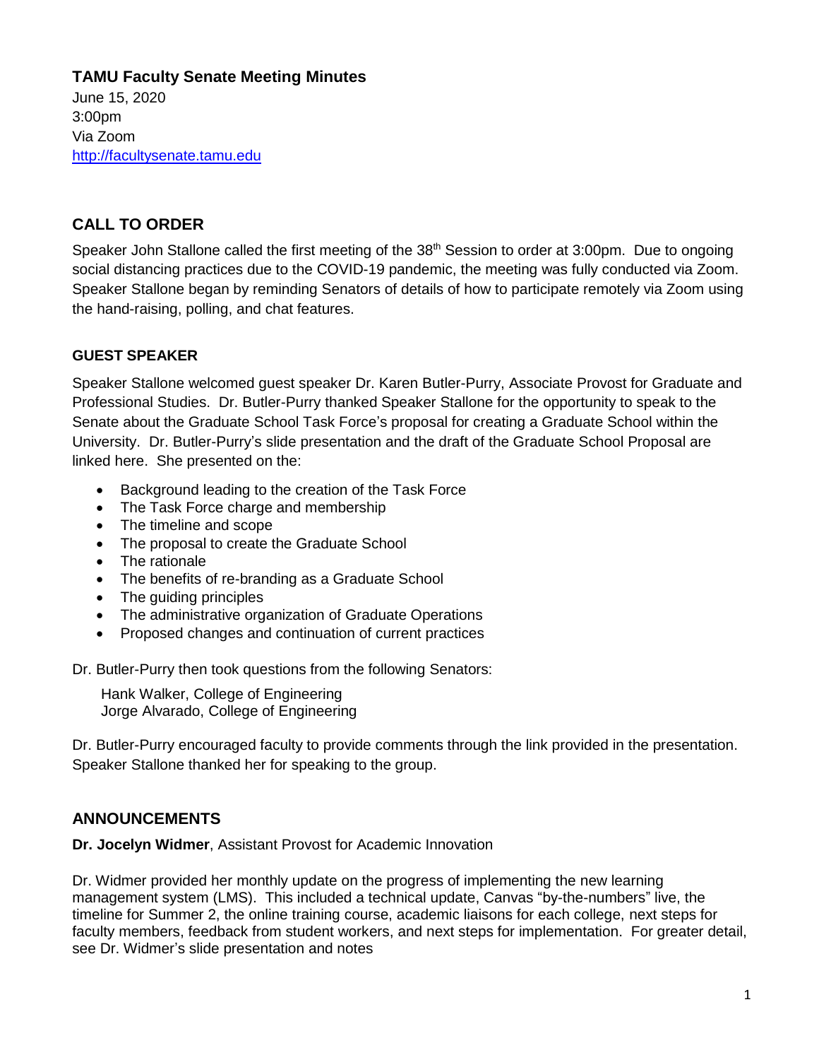# TAMU Faculty Senate Meeting Minutes

June 15, 2020
3:00pm
Via Zoom
http://facultysenate.tamu.edu

## CALL TO ORDER

Speaker John Stallone called the first meeting of the 38th Session to order at 3:00pm. Due to ongoing social distancing practices due to the COVID-19 pandemic, the meeting was fully conducted via Zoom. Speaker Stallone began by reminding Senators of details of how to participate remotely via Zoom using the hand-raising, polling, and chat features.

### GUEST SPEAKER

Speaker Stallone welcomed guest speaker Dr. Karen Butler-Purry, Associate Provost for Graduate and Professional Studies. Dr. Butler-Purry thanked Speaker Stallone for the opportunity to speak to the Senate about the Graduate School Task Force's proposal for creating a Graduate School within the University. Dr. Butler-Purry's slide presentation and the draft of the Graduate School Proposal are linked here. She presented on the:

- Background leading to the creation of the Task Force
- The Task Force charge and membership
- The timeline and scope
- The proposal to create the Graduate School
- The rationale
- The benefits of re-branding as a Graduate School
- The guiding principles
- The administrative organization of Graduate Operations
- Proposed changes and continuation of current practices

Dr. Butler-Purry then took questions from the following Senators:

Hank Walker, College of Engineering
Jorge Alvarado, College of Engineering

Dr. Butler-Purry encouraged faculty to provide comments through the link provided in the presentation. Speaker Stallone thanked her for speaking to the group.

## ANNOUNCEMENTS

**Dr. Jocelyn Widmer**, Assistant Provost for Academic Innovation

Dr. Widmer provided her monthly update on the progress of implementing the new learning management system (LMS). This included a technical update, Canvas "by-the-numbers" live, the timeline for Summer 2, the online training course, academic liaisons for each college, next steps for faculty members, feedback from student workers, and next steps for implementation. For greater detail, see Dr. Widmer's slide presentation and notes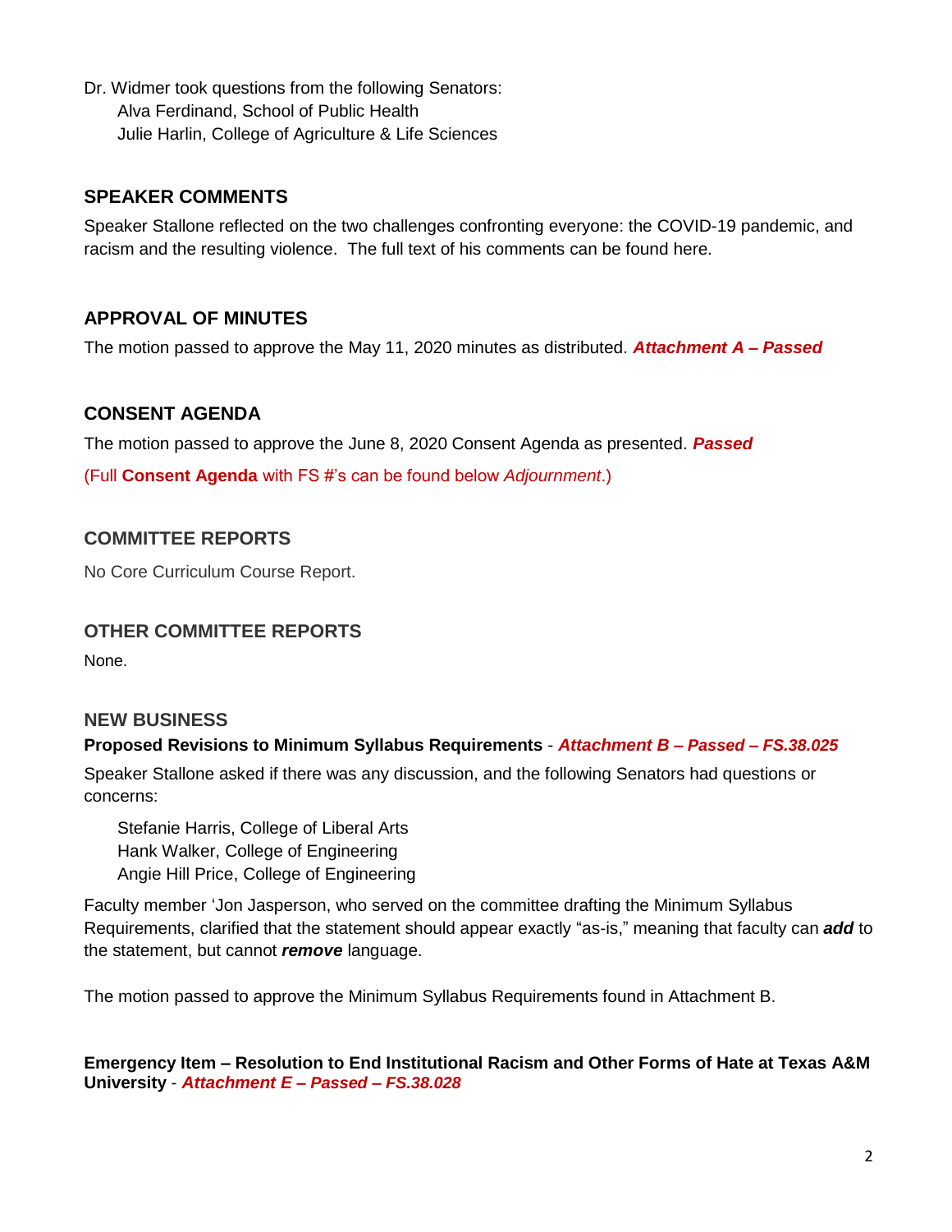Dr. Widmer took questions from the following Senators:

Alva Ferdinand, School of Public Health
Julie Harlin, College of Agriculture & Life Sciences

## SPEAKER COMMENTS

Speaker Stallone reflected on the two challenges confronting everyone: the COVID-19 pandemic, and racism and the resulting violence. The full text of his comments can be found here.

## APPROVAL OF MINUTES

The motion passed to approve the May 11, 2020 minutes as distributed. ***Attachment A – Passed***

## CONSENT AGENDA

The motion passed to approve the June 8, 2020 Consent Agenda as presented. ***Passed***

(Full **Consent Agenda** with FS #'s can be found below *Adjournment*.)

## COMMITTEE REPORTS

No Core Curriculum Course Report.

## OTHER COMMITTEE REPORTS

None.

## NEW BUSINESS

**Proposed Revisions to Minimum Syllabus Requirements** - ***Attachment B – Passed – FS.38.025***

Speaker Stallone asked if there was any discussion, and the following Senators had questions or concerns:

Stefanie Harris, College of Liberal Arts
Hank Walker, College of Engineering
Angie Hill Price, College of Engineering

Faculty member 'Jon Jasperson, who served on the committee drafting the Minimum Syllabus Requirements, clarified that the statement should appear exactly "as-is," meaning that faculty can ***add*** to the statement, but cannot ***remove*** language.

The motion passed to approve the Minimum Syllabus Requirements found in Attachment B.

**Emergency Item – Resolution to End Institutional Racism and Other Forms of Hate at Texas A&M University** - ***Attachment E – Passed – FS.38.028***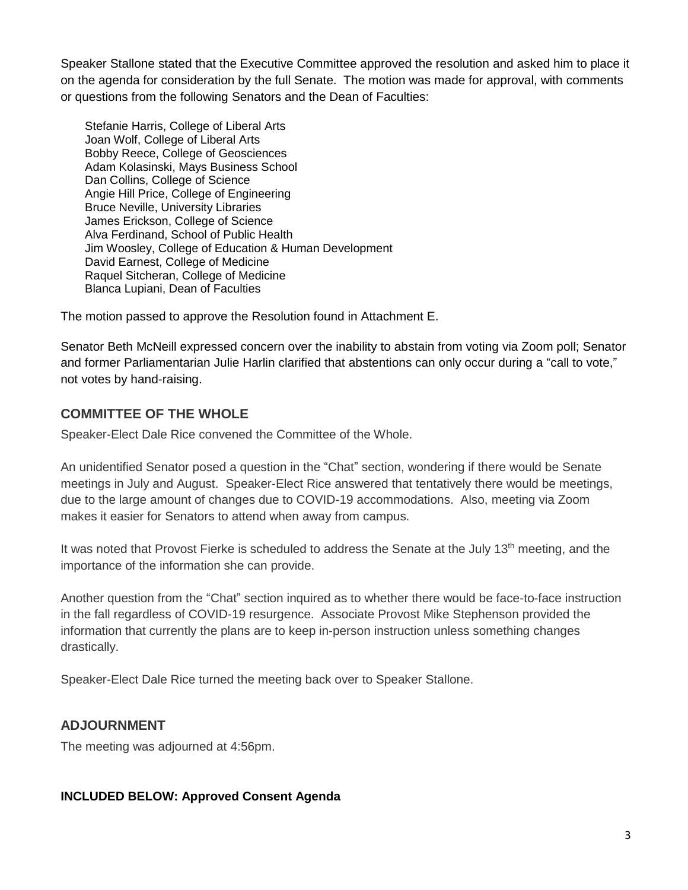Speaker Stallone stated that the Executive Committee approved the resolution and asked him to place it on the agenda for consideration by the full Senate. The motion was made for approval, with comments or questions from the following Senators and the Dean of Faculties:

Stefanie Harris, College of Liberal Arts  
Joan Wolf, College of Liberal Arts  
Bobby Reece, College of Geosciences  
Adam Kolasinski, Mays Business School  
Dan Collins, College of Science  
Angie Hill Price, College of Engineering  
Bruce Neville, University Libraries  
James Erickson, College of Science  
Alva Ferdinand, School of Public Health  
Jim Woosley, College of Education & Human Development  
David Earnest, College of Medicine  
Raquel Sitcheran, College of Medicine  
Blanca Lupiani, Dean of Faculties

The motion passed to approve the Resolution found in Attachment E.

Senator Beth McNeill expressed concern over the inability to abstain from voting via Zoom poll; Senator and former Parliamentarian Julie Harlin clarified that abstentions can only occur during a "call to vote," not votes by hand-raising.

## COMMITTEE OF THE WHOLE

Speaker-Elect Dale Rice convened the Committee of the Whole.

An unidentified Senator posed a question in the "Chat" section, wondering if there would be Senate meetings in July and August. Speaker-Elect Rice answered that tentatively there would be meetings, due to the large amount of changes due to COVID-19 accommodations. Also, meeting via Zoom makes it easier for Senators to attend when away from campus.

It was noted that Provost Fierke is scheduled to address the Senate at the July 13th meeting, and the importance of the information she can provide.

Another question from the "Chat" section inquired as to whether there would be face-to-face instruction in the fall regardless of COVID-19 resurgence. Associate Provost Mike Stephenson provided the information that currently the plans are to keep in-person instruction unless something changes drastically.

Speaker-Elect Dale Rice turned the meeting back over to Speaker Stallone.

## ADJOURNMENT

The meeting was adjourned at 4:56pm.

**INCLUDED BELOW: Approved Consent Agenda**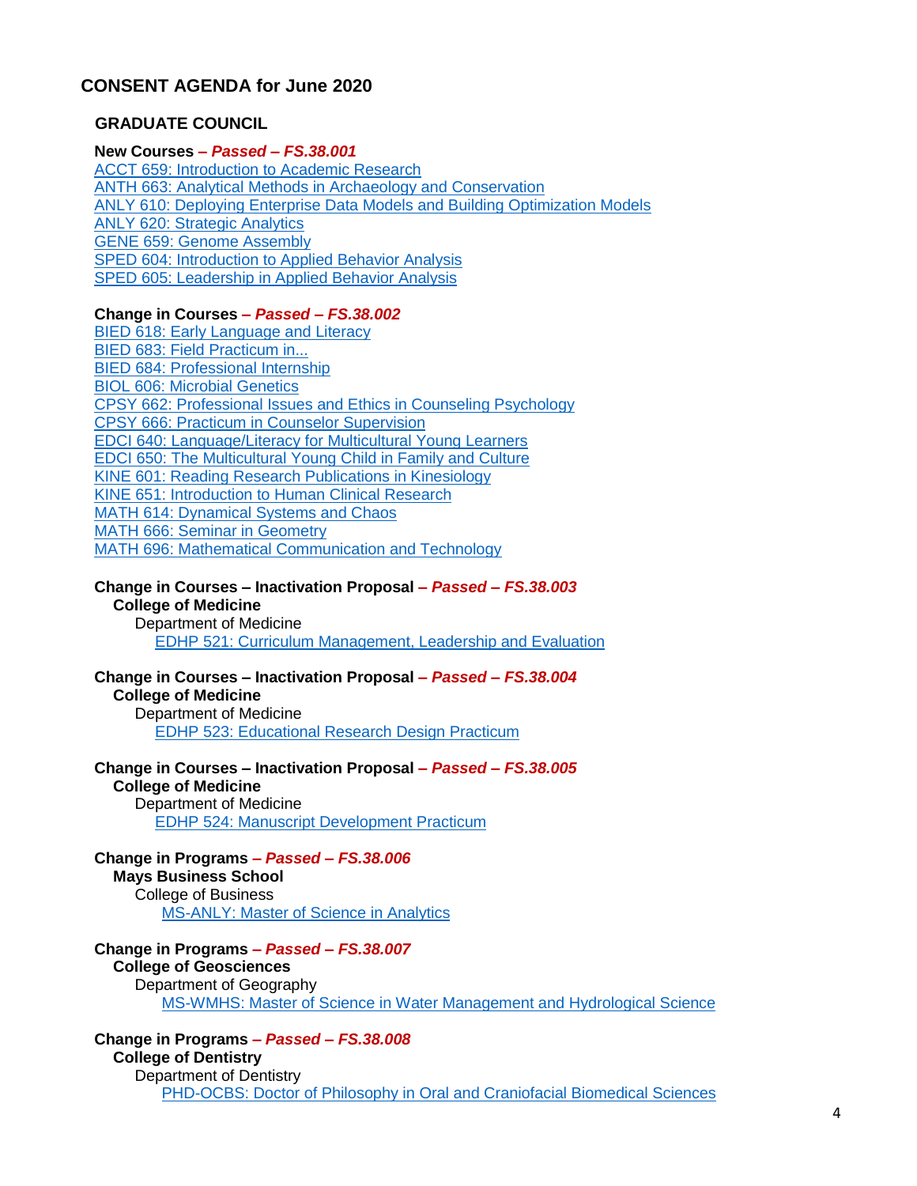## CONSENT AGENDA for June 2020

### GRADUATE COUNCIL

**New Courses** ***– Passed – FS.38.001***

ACCT 659: Introduction to Academic Research
ANTH 663: Analytical Methods in Archaeology and Conservation
ANLY 610: Deploying Enterprise Data Models and Building Optimization Models
ANLY 620: Strategic Analytics
GENE 659: Genome Assembly
SPED 604: Introduction to Applied Behavior Analysis
SPED 605: Leadership in Applied Behavior Analysis

**Change in Courses** ***– Passed – FS.38.002***

BIED 618: Early Language and Literacy
BIED 683: Field Practicum in...
BIED 684: Professional Internship
BIOL 606: Microbial Genetics
CPSY 662: Professional Issues and Ethics in Counseling Psychology
CPSY 666: Practicum in Counselor Supervision
EDCI 640: Language/Literacy for Multicultural Young Learners
EDCI 650: The Multicultural Young Child in Family and Culture
KINE 601: Reading Research Publications in Kinesiology
KINE 651: Introduction to Human Clinical Research
MATH 614: Dynamical Systems and Chaos
MATH 666: Seminar in Geometry
MATH 696: Mathematical Communication and Technology

**Change in Courses – Inactivation Proposal** ***– Passed – FS.38.003***
**College of Medicine**
Department of Medicine
EDHP 521: Curriculum Management, Leadership and Evaluation

**Change in Courses – Inactivation Proposal** ***– Passed – FS.38.004***
**College of Medicine**
Department of Medicine
EDHP 523: Educational Research Design Practicum

**Change in Courses – Inactivation Proposal** ***– Passed – FS.38.005***
**College of Medicine**
Department of Medicine
EDHP 524: Manuscript Development Practicum

**Change in Programs** ***– Passed – FS.38.006***
**Mays Business School**
College of Business
MS-ANLY: Master of Science in Analytics

**Change in Programs** ***– Passed – FS.38.007***
**College of Geosciences**
Department of Geography
MS-WMHS: Master of Science in Water Management and Hydrological Science

**Change in Programs** ***– Passed – FS.38.008***
**College of Dentistry**
Department of Dentistry
PHD-OCBS: Doctor of Philosophy in Oral and Craniofacial Biomedical Sciences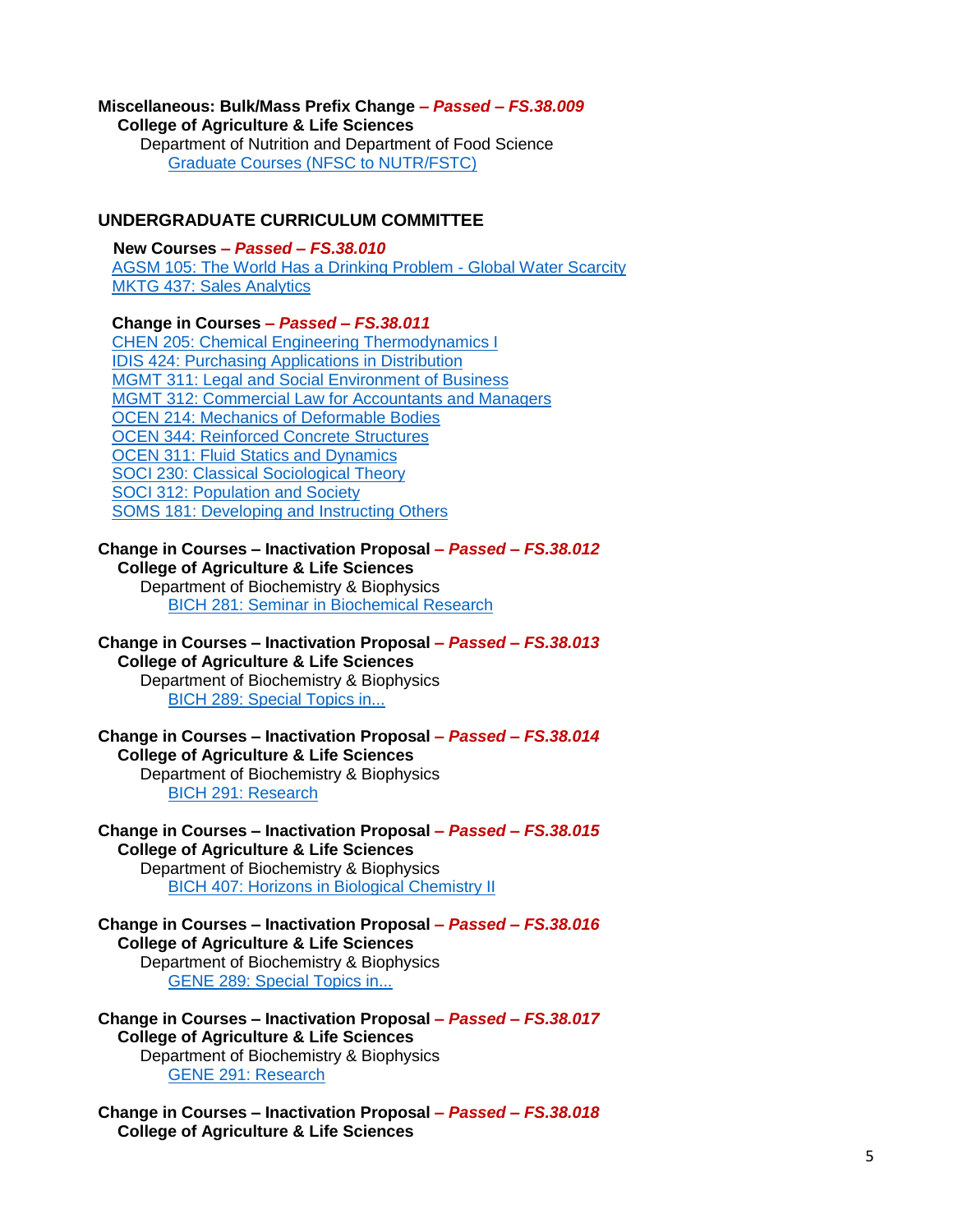**Miscellaneous: Bulk/Mass Prefix Change** ***– Passed – FS.38.009***

**College of Agriculture & Life Sciences**

Department of Nutrition and Department of Food Science

Graduate Courses (NFSC to NUTR/FSTC)

## UNDERGRADUATE CURRICULUM COMMITTEE

**New Courses** ***– Passed – FS.38.010***

AGSM 105: The World Has a Drinking Problem - Global Water Scarcity
MKTG 437: Sales Analytics

**Change in Courses** ***– Passed – FS.38.011***

CHEN 205: Chemical Engineering Thermodynamics I
IDIS 424: Purchasing Applications in Distribution
MGMT 311: Legal and Social Environment of Business
MGMT 312: Commercial Law for Accountants and Managers
OCEN 214: Mechanics of Deformable Bodies
OCEN 344: Reinforced Concrete Structures
OCEN 311: Fluid Statics and Dynamics
SOCI 230: Classical Sociological Theory
SOCI 312: Population and Society
SOMS 181: Developing and Instructing Others

**Change in Courses – Inactivation Proposal** ***– Passed – FS.38.012***

**College of Agriculture & Life Sciences**

Department of Biochemistry & Biophysics

BICH 281: Seminar in Biochemical Research

**Change in Courses – Inactivation Proposal** ***– Passed – FS.38.013***

**College of Agriculture & Life Sciences**

Department of Biochemistry & Biophysics

BICH 289: Special Topics in...

**Change in Courses – Inactivation Proposal** ***– Passed – FS.38.014***

**College of Agriculture & Life Sciences**

Department of Biochemistry & Biophysics

BICH 291: Research

**Change in Courses – Inactivation Proposal** ***– Passed – FS.38.015***

**College of Agriculture & Life Sciences**

Department of Biochemistry & Biophysics

BICH 407: Horizons in Biological Chemistry II

**Change in Courses – Inactivation Proposal** ***– Passed – FS.38.016***

**College of Agriculture & Life Sciences**

Department of Biochemistry & Biophysics

GENE 289: Special Topics in...

**Change in Courses – Inactivation Proposal** ***– Passed – FS.38.017***

**College of Agriculture & Life Sciences**

Department of Biochemistry & Biophysics

GENE 291: Research

**Change in Courses – Inactivation Proposal** ***– Passed – FS.38.018***

**College of Agriculture & Life Sciences**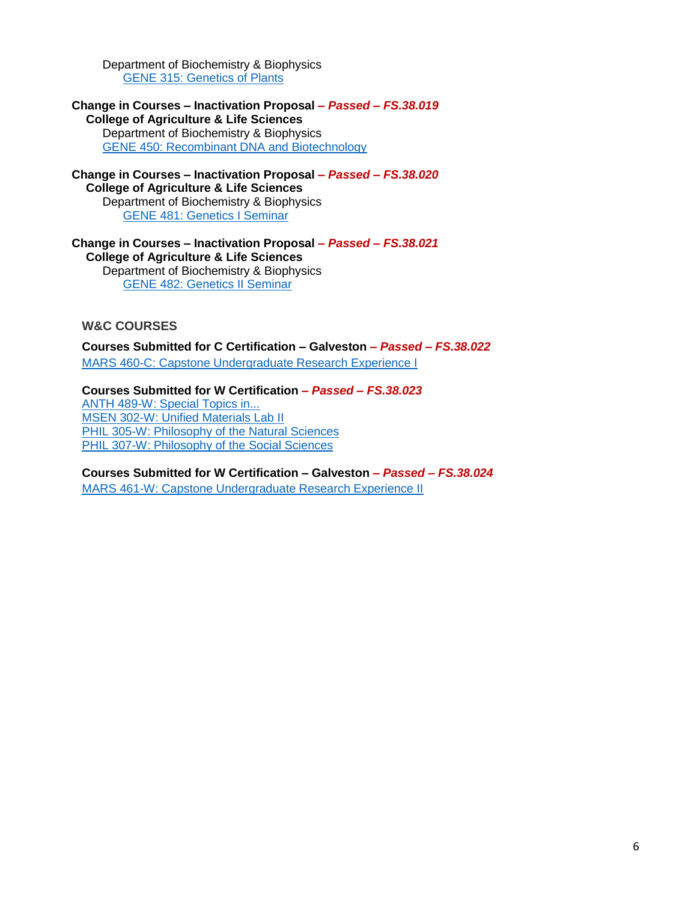Department of Biochemistry & Biophysics

[GENE 315: Genetics of Plants]

**Change in Courses – Inactivation Proposal** ***– Passed – FS.38.019***

**College of Agriculture & Life Sciences**

Department of Biochemistry & Biophysics

[GENE 450: Recombinant DNA and Biotechnology]

**Change in Courses – Inactivation Proposal** ***– Passed – FS.38.020***

**College of Agriculture & Life Sciences**

Department of Biochemistry & Biophysics

[GENE 481: Genetics I Seminar]

**Change in Courses – Inactivation Proposal** ***– Passed – FS.38.021***

**College of Agriculture & Life Sciences**

Department of Biochemistry & Biophysics

[GENE 482: Genetics II Seminar]

## W&C COURSES

**Courses Submitted for C Certification – Galveston** ***– Passed – FS.38.022***

[MARS 460-C: Capstone Undergraduate Research Experience I]

**Courses Submitted for W Certification** ***– Passed – FS.38.023***

[ANTH 489-W: Special Topics in...]
[MSEN 302-W: Unified Materials Lab II]
[PHIL 305-W: Philosophy of the Natural Sciences]
[PHIL 307-W: Philosophy of the Social Sciences]

**Courses Submitted for W Certification – Galveston** ***– Passed – FS.38.024***

[MARS 461-W: Capstone Undergraduate Research Experience II]